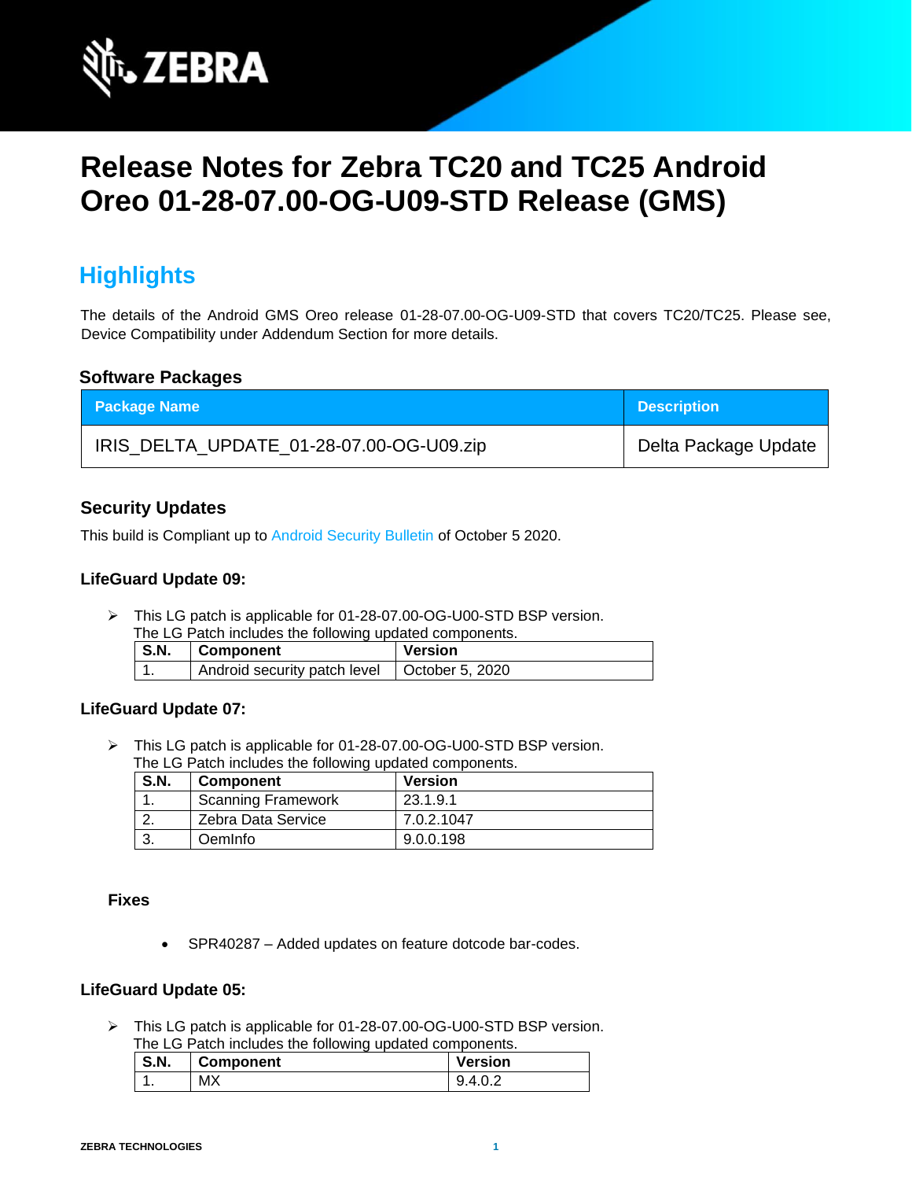# Release Notes for Zebra TC20 and TC25 Android Oreo 01-28-07.00-OG-U09-STD Release (GMS)

## Highlights

The details of the Android GMS Oreo release 01-28-07.00-OG-U09-STD that covers TC20/TC25. Please see, Device Compatibility under Addendum Section for more details.

### Software Packages

| Package Name | Description |
| --- | --- |
| IRIS_DELTA_UPDATE_01-28-07.00-OG-U09.zip | Delta Package Update |

### Security Updates

This build is Compliant up to Android Security Bulletin of October 5 2020.

#### LifeGuard Update 09:

- This LG patch is applicable for 01-28-07.00-OG-U00-STD BSP version.
  The LG Patch includes the following updated components.

| S.N. | Component | Version |
| --- | --- | --- |
| 1. | Android security patch level | October 5, 2020 |

#### LifeGuard Update 07:

- This LG patch is applicable for 01-28-07.00-OG-U00-STD BSP version.
  The LG Patch includes the following updated components.

| S.N. | Component | Version |
| --- | --- | --- |
| 1. | Scanning Framework | 23.1.9.1 |
| 2. | Zebra Data Service | 7.0.2.1047 |
| 3. | OemInfo | 9.0.0.198 |

**Fixes**

- SPR40287 – Added updates on feature dotcode bar-codes.

#### LifeGuard Update 05:

- This LG patch is applicable for 01-28-07.00-OG-U00-STD BSP version.
  The LG Patch includes the following updated components.

| S.N. | Component | Version |
| --- | --- | --- |
| 1. | MX | 9.4.0.2 |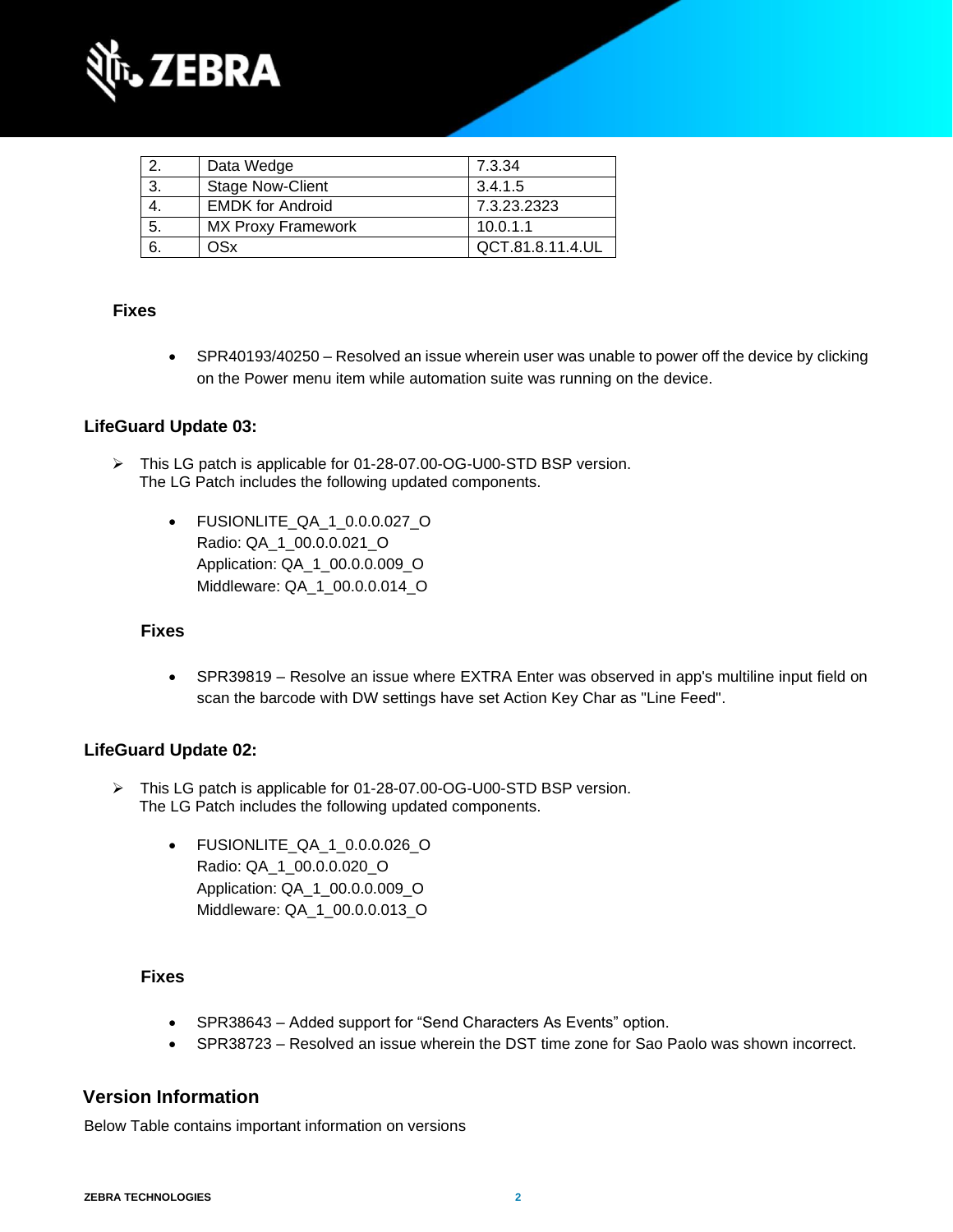| 2. | Data Wedge | 7.3.34 |
|---|---|---|
| 3. | Stage Now-Client | 3.4.1.5 |
| 4. | EMDK for Android | 7.3.23.2323 |
| 5. | MX Proxy Framework | 10.0.1.1 |
| 6. | OSx | QCT.81.8.11.4.UL |

**Fixes**

- SPR40193/40250 – Resolved an issue wherein user was unable to power off the device by clicking on the Power menu item while automation suite was running on the device.

**LifeGuard Update 03:**

- This LG patch is applicable for 01-28-07.00-OG-U00-STD BSP version.
  The LG Patch includes the following updated components.

  - FUSIONLITE_QA_1_0.0.0.027_O
    Radio: QA_1_00.0.0.021_O
    Application: QA_1_00.0.0.009_O
    Middleware: QA_1_00.0.0.014_O

**Fixes**

- SPR39819 – Resolve an issue where EXTRA Enter was observed in app's multiline input field on scan the barcode with DW settings have set Action Key Char as "Line Feed".

**LifeGuard Update 02:**

- This LG patch is applicable for 01-28-07.00-OG-U00-STD BSP version.
  The LG Patch includes the following updated components.

  - FUSIONLITE_QA_1_0.0.0.026_O
    Radio: QA_1_00.0.0.020_O
    Application: QA_1_00.0.0.009_O
    Middleware: QA_1_00.0.0.013_O

**Fixes**

- SPR38643 – Added support for "Send Characters As Events" option.
- SPR38723 – Resolved an issue wherein the DST time zone for Sao Paolo was shown incorrect.

## Version Information

Below Table contains important information on versions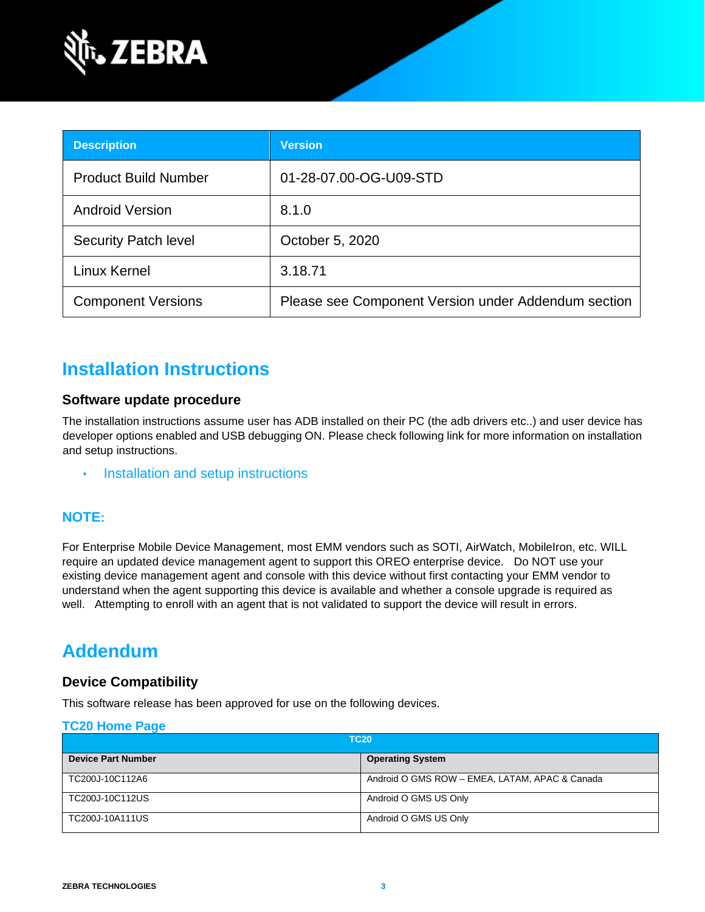| Description | Version |
| --- | --- |
| Product Build Number | 01-28-07.00-OG-U09-STD |
| Android Version | 8.1.0 |
| Security Patch level | October 5, 2020 |
| Linux Kernel | 3.18.71 |
| Component Versions | Please see Component Version under Addendum section |

# Installation Instructions

### Software update procedure

The installation instructions assume user has ADB installed on their PC (the adb drivers etc..) and user device has developer options enabled and USB debugging ON. Please check following link for more information on installation and setup instructions.

- Installation and setup instructions

## NOTE:

For Enterprise Mobile Device Management, most EMM vendors such as SOTI, AirWatch, MobileIron, etc. WILL require an updated device management agent to support this OREO enterprise device. Do NOT use your existing device management agent and console with this device without first contacting your EMM vendor to understand when the agent supporting this device is available and whether a console upgrade is required as well. Attempting to enroll with an agent that is not validated to support the device will result in errors.

# Addendum

### Device Compatibility

This software release has been approved for use on the following devices.

**TC20 Home Page**

| TC20 | |
| --- | --- |
| **Device Part Number** | **Operating System** |
| TC200J-10C112A6 | Android O GMS ROW – EMEA, LATAM, APAC & Canada |
| TC200J-10C112US | Android O GMS US Only |
| TC200J-10A111US | Android O GMS US Only |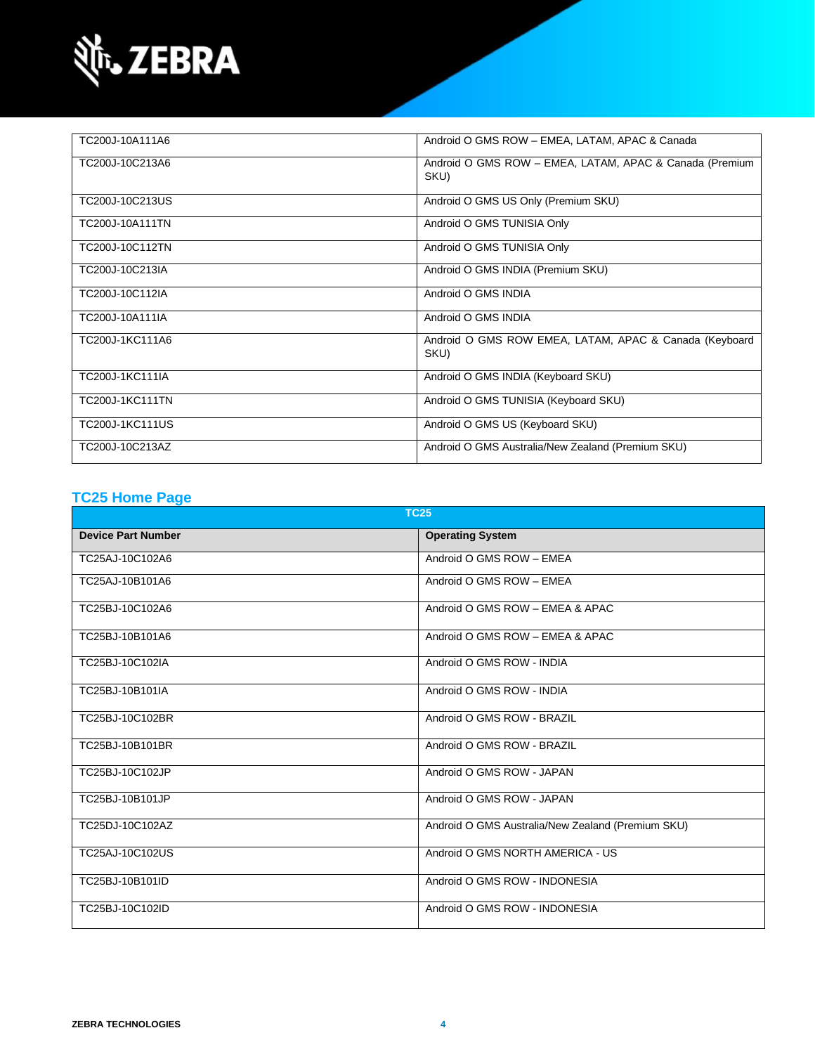| TC200J-10A111A6 | Android O GMS ROW – EMEA, LATAM, APAC & Canada |
|---|---|
| TC200J-10C213A6 | Android O GMS ROW – EMEA, LATAM, APAC & Canada (Premium SKU) |
| TC200J-10C213US | Android O GMS US Only (Premium SKU) |
| TC200J-10A111TN | Android O GMS TUNISIA Only |
| TC200J-10C112TN | Android O GMS TUNISIA Only |
| TC200J-10C213IA | Android O GMS INDIA (Premium SKU) |
| TC200J-10C112IA | Android O GMS INDIA |
| TC200J-10A111IA | Android O GMS INDIA |
| TC200J-1KC111A6 | Android O GMS ROW EMEA, LATAM, APAC & Canada (Keyboard SKU) |
| TC200J-1KC111IA | Android O GMS INDIA (Keyboard SKU) |
| TC200J-1KC111TN | Android O GMS TUNISIA (Keyboard SKU) |
| TC200J-1KC111US | Android O GMS US (Keyboard SKU) |
| TC200J-10C213AZ | Android O GMS Australia/New Zealand (Premium SKU) |

## TC25 Home Page

| TC25 | |
|---|---|
| **Device Part Number** | **Operating System** |
| TC25AJ-10C102A6 | Android O GMS ROW – EMEA |
| TC25AJ-10B101A6 | Android O GMS ROW – EMEA |
| TC25BJ-10C102A6 | Android O GMS ROW – EMEA & APAC |
| TC25BJ-10B101A6 | Android O GMS ROW – EMEA & APAC |
| TC25BJ-10C102IA | Android O GMS ROW - INDIA |
| TC25BJ-10B101IA | Android O GMS ROW - INDIA |
| TC25BJ-10C102BR | Android O GMS ROW - BRAZIL |
| TC25BJ-10B101BR | Android O GMS ROW - BRAZIL |
| TC25BJ-10C102JP | Android O GMS ROW - JAPAN |
| TC25BJ-10B101JP | Android O GMS ROW - JAPAN |
| TC25DJ-10C102AZ | Android O GMS Australia/New Zealand (Premium SKU) |
| TC25AJ-10C102US | Android O GMS NORTH AMERICA - US |
| TC25BJ-10B101ID | Android O GMS ROW - INDONESIA |
| TC25BJ-10C102ID | Android O GMS ROW - INDONESIA |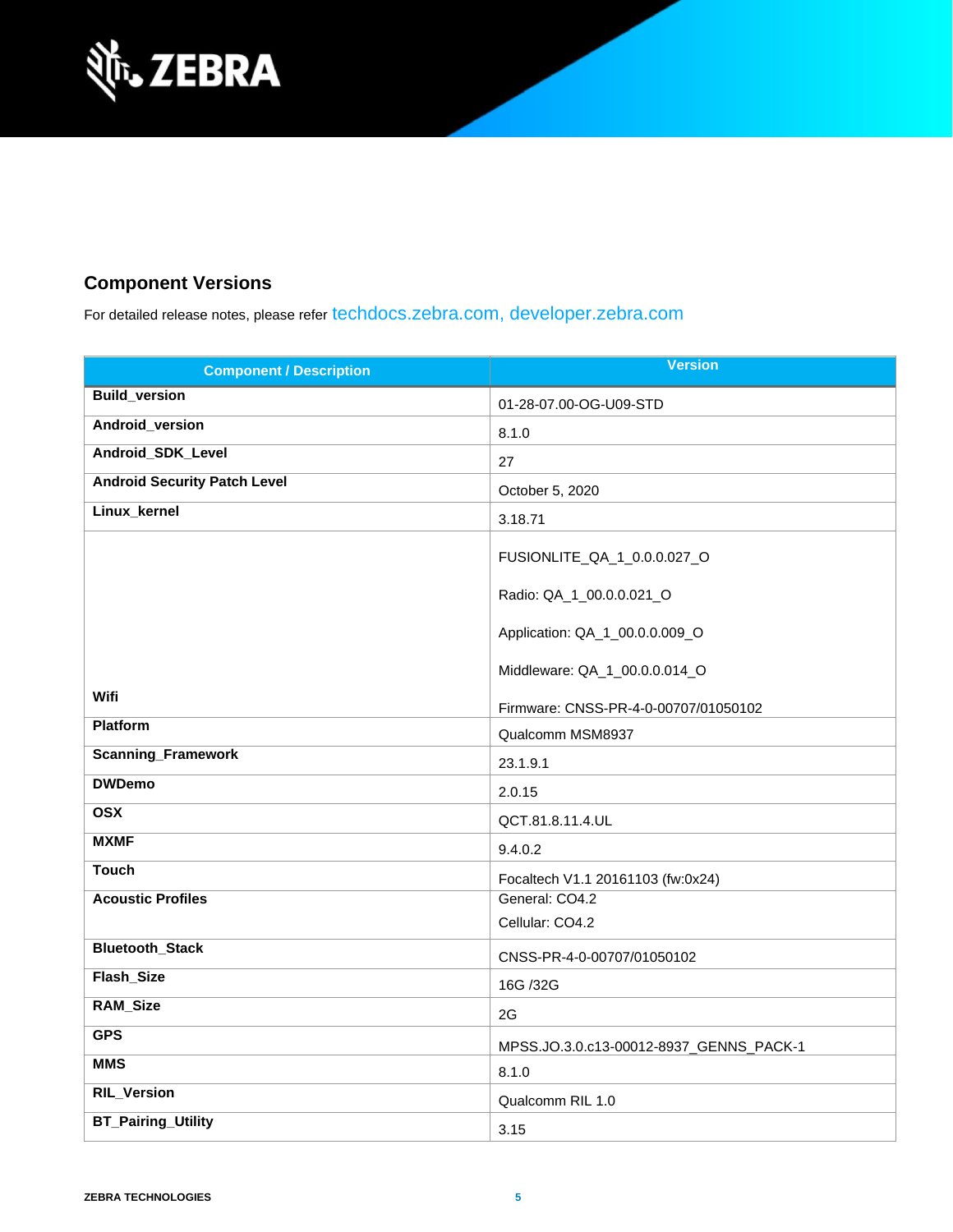## Component Versions

For detailed release notes, please refer techdocs.zebra.com, developer.zebra.com

| Component / Description | Version |
|---|---|
| **Build_version** | 01-28-07.00-OG-U09-STD |
| **Android_version** | 8.1.0 |
| **Android_SDK_Level** | 27 |
| **Android Security Patch Level** | October 5, 2020 |
| **Linux_kernel** | 3.18.71 |
| **Wifi** | FUSIONLITE_QA_1_0.0.0.027_O<br><br>Radio: QA_1_00.0.0.021_O<br><br>Application: QA_1_00.0.0.009_O<br><br>Middleware: QA_1_00.0.0.014_O<br><br>Firmware: CNSS-PR-4-0-00707/01050102 |
| **Platform** | Qualcomm MSM8937 |
| **Scanning_Framework** | 23.1.9.1 |
| **DWDemo** | 2.0.15 |
| **OSX** | QCT.81.8.11.4.UL |
| **MXMF** | 9.4.0.2 |
| **Touch** | Focaltech V1.1 20161103 (fw:0x24) |
| **Acoustic Profiles** | General: CO4.2<br>Cellular: CO4.2 |
| **Bluetooth_Stack** | CNSS-PR-4-0-00707/01050102 |
| **Flash_Size** | 16G /32G |
| **RAM_Size** | 2G |
| **GPS** | MPSS.JO.3.0.c13-00012-8937_GENNS_PACK-1 |
| **MMS** | 8.1.0 |
| **RIL_Version** | Qualcomm RIL 1.0 |
| **BT_Pairing_Utility** | 3.15 |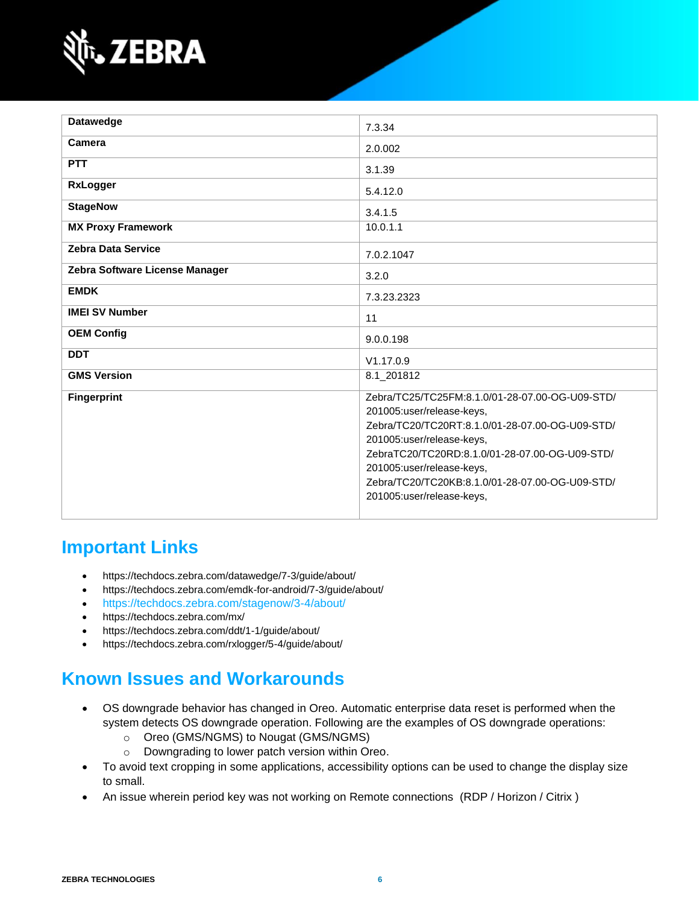| Datawedge | 7.3.34 |
|---|---|
| Camera | 2.0.002 |
| PTT | 3.1.39 |
| RxLogger | 5.4.12.0 |
| StageNow | 3.4.1.5 |
| MX Proxy Framework | 10.0.1.1 |
| Zebra Data Service | 7.0.2.1047 |
| Zebra Software License Manager | 3.2.0 |
| EMDK | 7.3.23.2323 |
| IMEI SV Number | 11 |
| OEM Config | 9.0.0.198 |
| DDT | V1.17.0.9 |
| GMS Version | 8.1_201812 |
| Fingerprint | Zebra/TC25/TC25FM:8.1.0/01-28-07.00-OG-U09-STD/201005:user/release-keys, Zebra/TC20/TC20RT:8.1.0/01-28-07.00-OG-U09-STD/201005:user/release-keys, ZebraTC20/TC20RD:8.1.0/01-28-07.00-OG-U09-STD/201005:user/release-keys, Zebra/TC20/TC20KB:8.1.0/01-28-07.00-OG-U09-STD/201005:user/release-keys, |

## Important Links

- https://techdocs.zebra.com/datawedge/7-3/guide/about/
- https://techdocs.zebra.com/emdk-for-android/7-3/guide/about/
- https://techdocs.zebra.com/stagenow/3-4/about/
- https://techdocs.zebra.com/mx/
- https://techdocs.zebra.com/ddt/1-1/guide/about/
- https://techdocs.zebra.com/rxlogger/5-4/guide/about/

## Known Issues and Workarounds

- OS downgrade behavior has changed in Oreo. Automatic enterprise data reset is performed when the system detects OS downgrade operation. Following are the examples of OS downgrade operations:
  - Oreo (GMS/NGMS) to Nougat (GMS/NGMS)
  - Downgrading to lower patch version within Oreo.
- To avoid text cropping in some applications, accessibility options can be used to change the display size to small.
- An issue wherein period key was not working on Remote connections (RDP / Horizon / Citrix )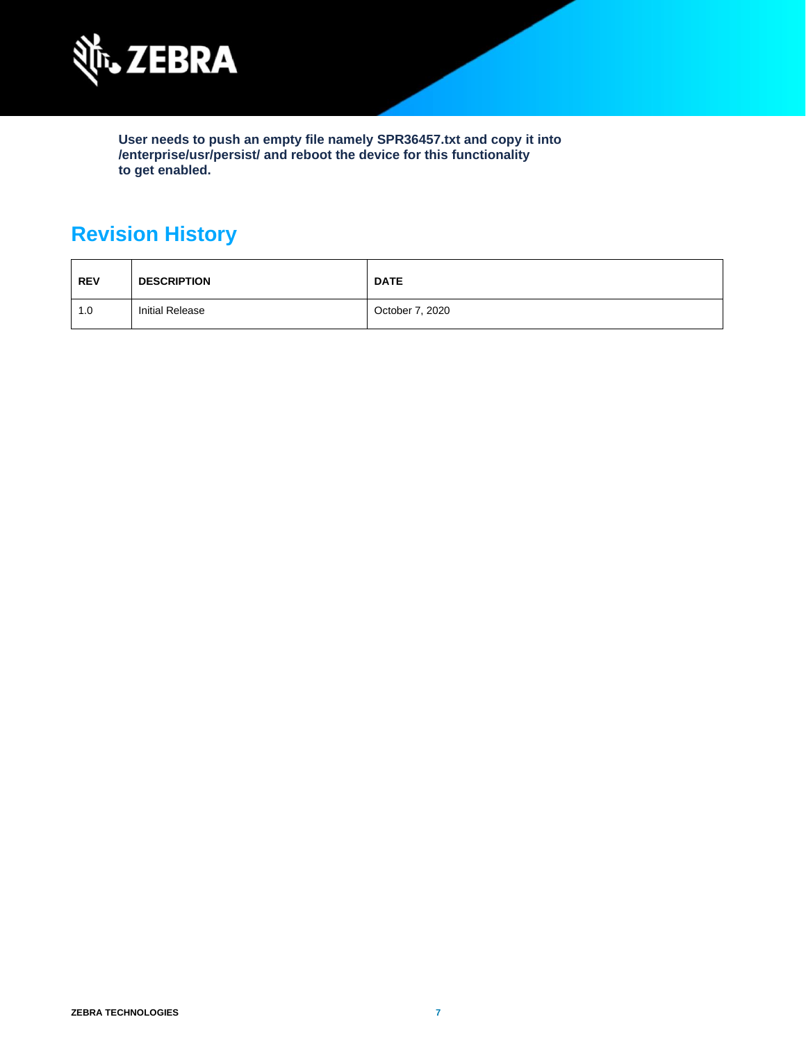**User needs to push an empty file namely SPR36457.txt and copy it into /enterprise/usr/persist/ and reboot the device for this functionality to get enabled.**

## Revision History

| REV | DESCRIPTION | DATE |
|---|---|---|
| 1.0 | Initial Release | October 7, 2020 |